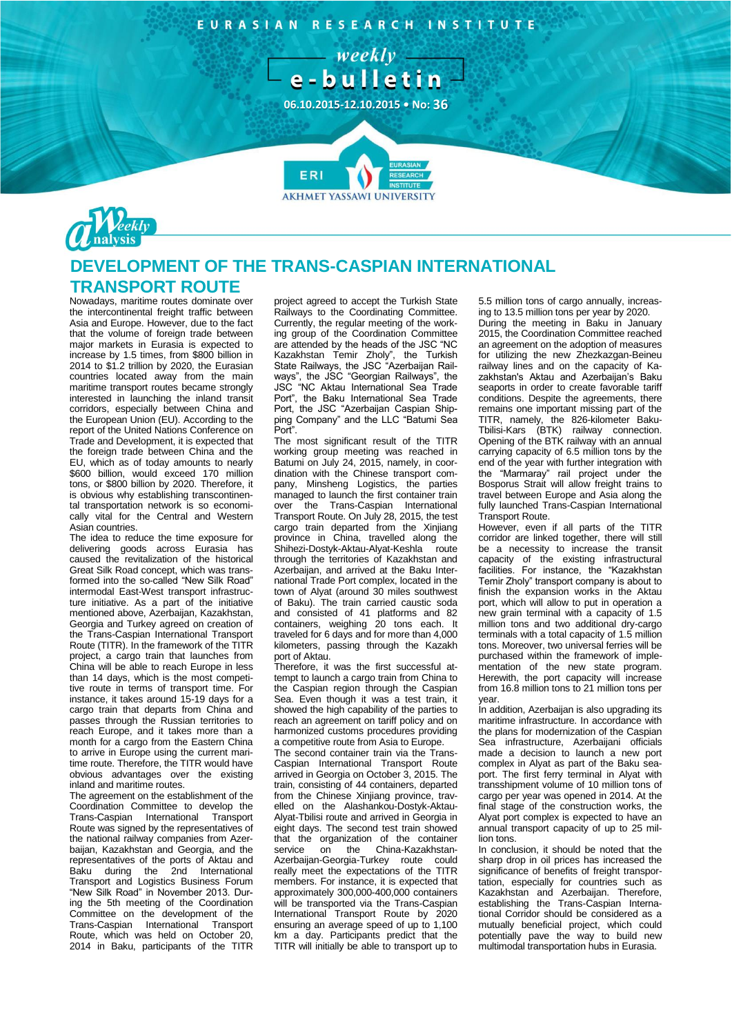EURASIAN RESEARCH INSTITUTE

weekly e-bulletin

06.10.2015-12.10.2015 • No: 36

Weekly analysis

# DEVELOPMENT OF THE TRANS-CASPIAN INTERNATIONAL TRANSPORT ROUTE

Nowadays, maritime routes dominate over the intercontinental freight traffic between Asia and Europe. However, due to the fact that the volume of foreign trade between major markets in Eurasia is expected to increase by 1.5 times, from $800 billion in 2014 to $1.2 trillion by 2020, the Eurasian countries located away from the main maritime transport routes became strongly interested in launching the inland transit corridors, especially between China and the European Union (EU). According to the report of the United Nations Conference on Trade and Development, it is expected that the foreign trade between China and the EU, which as of today amounts to nearly $600 billion, would exceed 170 million tons, or $800 billion by 2020. Therefore, it is obvious why establishing transcontinental transportation network is so economically vital for the Central and Western Asian countries.

The idea to reduce the time exposure for delivering goods across Eurasia has caused the revitalization of the historical Great Silk Road concept, which was transformed into the so-called "New Silk Road" intermodal East-West transport infrastructure initiative. As a part of the initiative mentioned above, Azerbaijan, Kazakhstan, Georgia and Turkey agreed on creation of the Trans-Caspian International Transport Route (TITR). In the framework of the TITR project, a cargo train that launches from China will be able to reach Europe in less than 14 days, which is the most competitive route in terms of transport time. For instance, it takes around 15-19 days for a cargo train that departs from China and passes through the Russian territories to reach Europe, and it takes more than a month for a cargo from the Eastern China to arrive in Europe using the current maritime route. Therefore, the TITR would have obvious advantages over the existing inland and maritime routes.

The agreement on the establishment of the Coordination Committee to develop the Trans-Caspian International Transport Route was signed by the representatives of the national railway companies from Azerbaijan, Kazakhstan and Georgia, and the representatives of the ports of Aktau and Baku during the 2nd International Transport and Logistics Business Forum "New Silk Road" in November 2013. During the 5th meeting of the Coordination Committee on the development of the Trans-Caspian International Transport Route, which was held on October 20, 2014 in Baku, participants of the TITR project agreed to accept the Turkish State Railways to the Coordinating Committee. Currently, the regular meeting of the working group of the Coordination Committee are attended by the heads of the JSC "NC Kazakhstan Temir Zholy", the Turkish State Railways, the JSC "Azerbaijan Railways", the JSC "Georgian Railways", the JSC "NC Aktau International Sea Trade Port", the Baku International Sea Trade Port, the JSC "Azerbaijan Caspian Shipping Company" and the LLC "Batumi Sea Port".

The most significant result of the TITR working group meeting was reached in Batumi on July 24, 2015, namely, in coordination with the Chinese transport company, Minsheng Logistics, the parties managed to launch the first container train over the Trans-Caspian International Transport Route. On July 28, 2015, the test cargo train departed from the Xinjiang province in China, travelled along the Shihezi-Dostyk-Aktau-Alyat-Keshla route through the territories of Kazakhstan and Azerbaijan, and arrived at the Baku International Trade Port complex, located in the town of Alyat (around 30 miles southwest of Baku). The train carried caustic soda and consisted of 41 platforms and 82 containers, weighing 20 tons each. It traveled for 6 days and for more than 4,000 kilometers, passing through the Kazakh port of Aktau.

Therefore, it was the first successful attempt to launch a cargo train from China to the Caspian region through the Caspian Sea. Even though it was a test train, it showed the high capability of the parties to reach an agreement on tariff policy and on harmonized customs procedures providing a competitive route from Asia to Europe.

The second container train via the Trans-Caspian International Transport Route arrived in Georgia on October 3, 2015. The train, consisting of 44 containers, departed from the Chinese Xinjiang province, travelled on the Alashankou-Dostyk-Aktau-Alyat-Tbilisi route and arrived in Georgia in eight days. The second test train showed that the organization of the container service on the China-Kazakhstan-Azerbaijan-Georgia-Turkey route could really meet the expectations of the TITR members. For instance, it is expected that approximately 300,000-400,000 containers will be transported via the Trans-Caspian International Transport Route by 2020 ensuring an average speed of up to 1,100 km a day. Participants predict that the TITR will initially be able to transport up to 5.5 million tons of cargo annually, increasing to 13.5 million tons per year by 2020.

During the meeting in Baku in January 2015, the Coordination Committee reached an agreement on the adoption of measures for utilizing the new Zhezkazgan-Beineu railway lines and on the capacity of Kazakhstan's Aktau and Azerbaijan's Baku seaports in order to create favorable tariff conditions. Despite the agreements, there remains one important missing part of the TITR, namely, the 826-kilometer Baku-Tbilisi-Kars (BTK) railway connection. Opening of the BTK railway with an annual carrying capacity of 6.5 million tons by the end of the year with further integration with the "Marmaray" rail project under the Bosporus Strait will allow freight trains to travel between Europe and Asia along the fully launched Trans-Caspian International Transport Route.

However, even if all parts of the TITR corridor are linked together, there will still be a necessity to increase the transit capacity of the existing infrastructural facilities. For instance, the "Kazakhstan Temir Zholy" transport company is about to finish the expansion works in the Aktau port, which will allow to put in operation a new grain terminal with a capacity of 1.5 million tons and two additional dry-cargo terminals with a total capacity of 1.5 million tons. Moreover, two universal ferries will be purchased within the framework of implementation of the new state program. Herewith, the port capacity will increase from 16.8 million tons to 21 million tons per year.

In addition, Azerbaijan is also upgrading its maritime infrastructure. In accordance with the plans for modernization of the Caspian Sea infrastructure, Azerbaijani officials made a decision to launch a new port complex in Alyat as part of the Baku seaport. The first ferry terminal in Alyat with transshipment volume of 10 million tons of cargo per year was opened in 2014. At the final stage of the construction works, the Alyat port complex is expected to have an annual transport capacity of up to 25 million tons.

In conclusion, it should be noted that the sharp drop in oil prices has increased the significance of benefits of freight transportation, especially for countries such as Kazakhstan and Azerbaijan. Therefore, establishing the Trans-Caspian International Corridor should be considered as a mutually beneficial project, which could potentially pave the way to build new multimodal transportation hubs in Eurasia.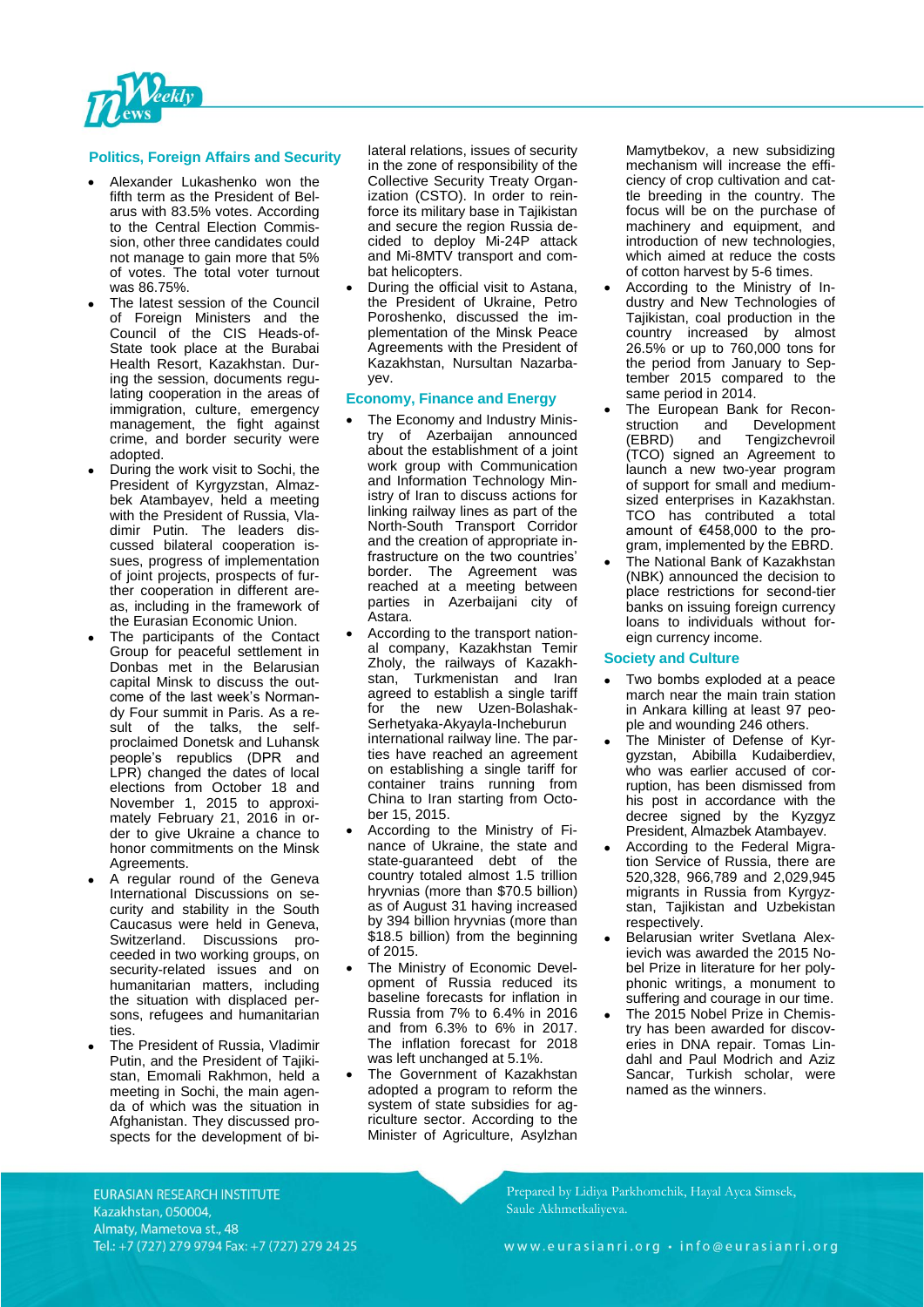## Politics, Foreign Affairs and Security

- Alexander Lukashenko won the fifth term as the President of Belarus with 83.5% votes. According to the Central Election Commission, other three candidates could not manage to gain more that 5% of votes. The total voter turnout was 86.75%.
- The latest session of the Council of Foreign Ministers and the Council of the CIS Heads-of-State took place at the Burabai Health Resort, Kazakhstan. During the session, documents regulating cooperation in the areas of immigration, culture, emergency management, the fight against crime, and border security were adopted.
- During the work visit to Sochi, the President of Kyrgyzstan, Almazbek Atambayev, held a meeting with the President of Russia, Vladimir Putin. The leaders discussed bilateral cooperation issues, progress of implementation of joint projects, prospects of further cooperation in different areas, including in the framework of the Eurasian Economic Union.
- The participants of the Contact Group for peaceful settlement in Donbas met in the Belarusian capital Minsk to discuss the outcome of the last week's Normandy Four summit in Paris. As a result of the talks, the self-proclaimed Donetsk and Luhansk people's republics (DPR and LPR) changed the dates of local elections from October 18 and November 1, 2015 to approximately February 21, 2016 in order to give Ukraine a chance to honor commitments on the Minsk Agreements.
- A regular round of the Geneva International Discussions on security and stability in the South Caucasus were held in Geneva, Switzerland. Discussions proceeded in two working groups, on security-related issues and on humanitarian matters, including the situation with displaced persons, refugees and humanitarian ties.
- The President of Russia, Vladimir Putin, and the President of Tajikistan, Emomali Rakhmon, held a meeting in Sochi, the main agenda of which was the situation in Afghanistan. They discussed prospects for the development of bilateral relations, issues of security in the zone of responsibility of the Collective Security Treaty Organization (CSTO). In order to reinforce its military base in Tajikistan and secure the region Russia decided to deploy Mi-24P attack and Mi-8MTV transport and combat helicopters.
- During the official visit to Astana, the President of Ukraine, Petro Poroshenko, discussed the implementation of the Minsk Peace Agreements with the President of Kazakhstan, Nursultan Nazarbayev.

## Economy, Finance and Energy

- The Economy and Industry Ministry of Azerbaijan announced about the establishment of a joint work group with Communication and Information Technology Ministry of Iran to discuss actions for linking railway lines as part of the North-South Transport Corridor and the creation of appropriate infrastructure on the two countries' border. The Agreement was reached at a meeting between parties in Azerbaijani city of Astara.
- According to the transport national company, Kazakhstan Temir Zholy, the railways of Kazakhstan, Turkmenistan and Iran agreed to establish a single tariff for the new Uzen-Bolashak-Serhetyaka-Akyayla-Incheburun international railway line. The parties have reached an agreement on establishing a single tariff for container trains running from China to Iran starting from October 15, 2015.
- According to the Ministry of Finance of Ukraine, the state and state-guaranteed debt of the country totaled almost 1.5 trillion hryvnias (more than $70.5 billion) as of August 31 having increased by 394 billion hryvnias (more than $18.5 billion) from the beginning of 2015.
- The Ministry of Economic Development of Russia reduced its baseline forecasts for inflation in Russia from 7% to 6.4% in 2016 and from 6.3% to 6% in 2017. The inflation forecast for 2018 was left unchanged at 5.1%.
- The Government of Kazakhstan adopted a program to reform the system of state subsidies for agriculture sector. According to the Minister of Agriculture, Asylzhan Mamytbekov, a new subsidizing mechanism will increase the efficiency of crop cultivation and cattle breeding in the country. The focus will be on the purchase of machinery and equipment, and introduction of new technologies, which aimed at reduce the costs of cotton harvest by 5-6 times.
- According to the Ministry of Industry and New Technologies of Tajikistan, coal production in the country increased by almost 26.5% or up to 760,000 tons for the period from January to September 2015 compared to the same period in 2014.
- The European Bank for Reconstruction and Development (EBRD) and Tengizchevroil (TCO) signed an Agreement to launch a new two-year program of support for small and medium-sized enterprises in Kazakhstan. TCO has contributed a total amount of €458,000 to the program, implemented by the EBRD.
- The National Bank of Kazakhstan (NBK) announced the decision to place restrictions for second-tier banks on issuing foreign currency loans to individuals without foreign currency income.

## Society and Culture

- Two bombs exploded at a peace march near the main train station in Ankara killing at least 97 people and wounding 246 others.
- The Minister of Defense of Kyrgyzstan, Abibilla Kudaiberdiev, who was earlier accused of corruption, has been dismissed from his post in accordance with the decree signed by the Kyzgyz President, Almazbek Atambayev.
- According to the Federal Migration Service of Russia, there are 520,328, 966,789 and 2,029,945 migrants in Russia from Kyrgyzstan, Tajikistan and Uzbekistan respectively.
- Belarusian writer Svetlana Alexievich was awarded the 2015 Nobel Prize in literature for her polyphonic writings, a monument to suffering and courage in our time.
- The 2015 Nobel Prize in Chemistry has been awarded for discoveries in DNA repair. Tomas Lindahl and Paul Modrich and Aziz Sancar, Turkish scholar, were named as the winners.

EURASIAN RESEARCH INSTITUTE
Kazakhstan, 050004,
Almaty, Mametova st., 48
Tel.: +7 (727) 279 9794 Fax: +7 (727) 279 24 25

Prepared by Lidiya Parkhomchik, Hayal Ayca Simsek, Saule Akhmetkaliyeva.

www.eurasianri.org • info@eurasianri.org